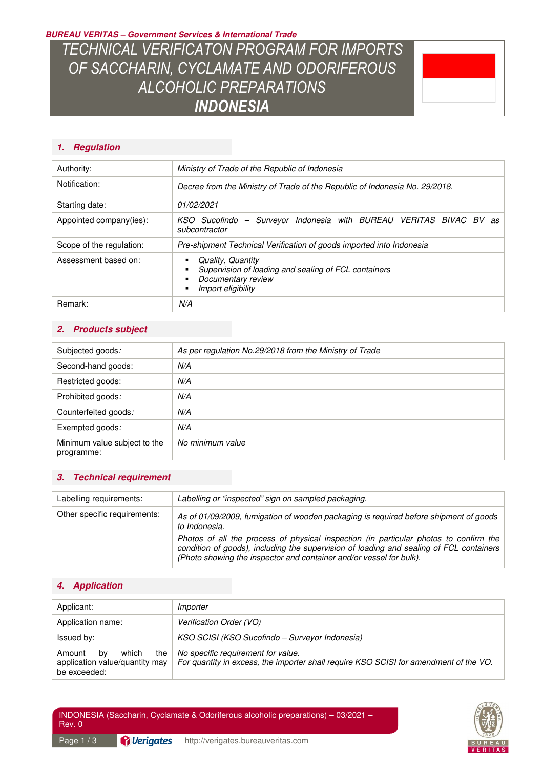**BUREAU VERITAS – Government Services & International Trade**

# TECHNICAL VERIFICATON PROGRAM FOR IMPORTS OF SACCHARIN, CYCLAMATE AND ODORIFEROUS ALCOHOLIC PREPARATIONS *INDONESIA*

## 1. Regulation

| | |
|---|---|
| Authority: | *Ministry of Trade of the Republic of Indonesia* |
| Notification: | *Decree from the Ministry of Trade of the Republic of Indonesia No. 29/2018.* |
| Starting date: | *01/02/2021* |
| Appointed company(ies): | *KSO Sucofindo – Surveyor Indonesia with BUREAU VERITAS BIVAC BV as subcontractor* |
| Scope of the regulation: | *Pre-shipment Technical Verification of goods imported into Indonesia* |
| Assessment based on: | ▪ *Quality, Quantity*<br>▪ *Supervision of loading and sealing of FCL containers*<br>▪ *Documentary review*<br>▪ *Import eligibility* |
| Remark: | *N/A* |

## 2. Products subject

| | |
|---|---|
| Subjected goods: | *As per regulation No.29/2018 from the Ministry of Trade* |
| Second-hand goods: | *N/A* |
| Restricted goods: | *N/A* |
| Prohibited goods: | *N/A* |
| Counterfeited goods: | *N/A* |
| Exempted goods: | *N/A* |
| Minimum value subject to the programme: | *No minimum value* |

## 3. Technical requirement

| | |
|---|---|
| Labelling requirements: | *Labelling or "inspected" sign on sampled packaging.* |
| Other specific requirements: | *As of 01/09/2009, fumigation of wooden packaging is required before shipment of goods to Indonesia.*<br>*Photos of all the process of physical inspection (in particular photos to confirm the condition of goods), including the supervision of loading and sealing of FCL containers (Photo showing the inspector and container and/or vessel for bulk).* |

## 4. Application

| | |
|---|---|
| Applicant: | *Importer* |
| Application name: | *Verification Order (VO)* |
| Issued by: | *KSO SCISI (KSO Sucofindo – Surveyor Indonesia)* |
| Amount by which the application value/quantity may be exceeded: | *No specific requirement for value.*<br>*For quantity in excess, the importer shall require KSO SCISI for amendment of the VO.* |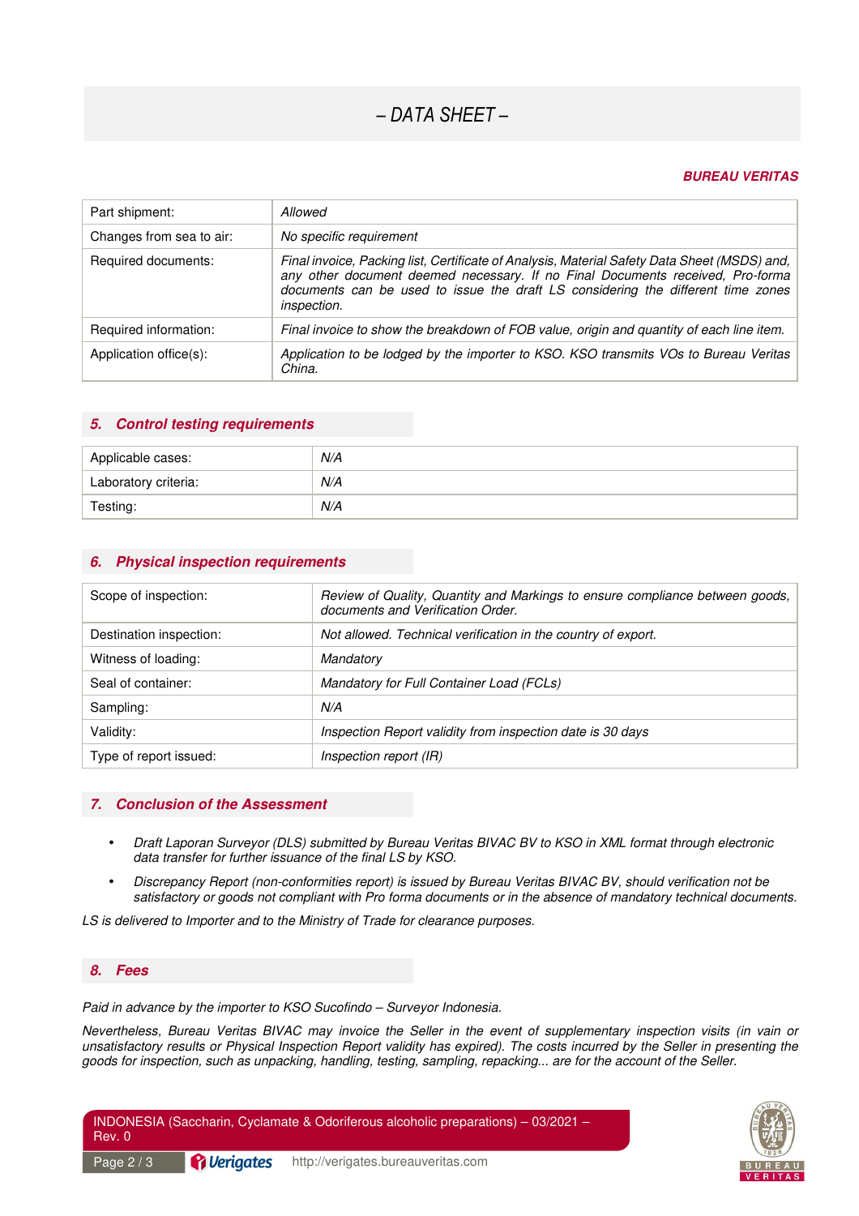– DATA SHEET –

***BUREAU VERITAS***

| | |
|---|---|
| Part shipment: | *Allowed* |
| Changes from sea to air: | *No specific requirement* |
| Required documents: | *Final invoice, Packing list, Certificate of Analysis, Material Safety Data Sheet (MSDS) and, any other document deemed necessary. If no Final Documents received, Pro-forma documents can be used to issue the draft LS considering the different time zones inspection.* |
| Required information: | *Final invoice to show the breakdown of FOB value, origin and quantity of each line item.* |
| Application office(s): | *Application to be lodged by the importer to KSO. KSO transmits VOs to Bureau Veritas China.* |

## *5. Control testing requirements*

| | |
|---|---|
| Applicable cases: | *N/A* |
| Laboratory criteria: | *N/A* |
| Testing: | *N/A* |

## *6. Physical inspection requirements*

| | |
|---|---|
| Scope of inspection: | *Review of Quality, Quantity and Markings to ensure compliance between goods, documents and Verification Order.* |
| Destination inspection: | *Not allowed. Technical verification in the country of export.* |
| Witness of loading: | *Mandatory* |
| Seal of container: | *Mandatory for Full Container Load (FCLs)* |
| Sampling: | *N/A* |
| Validity: | *Inspection Report validity from inspection date is 30 days* |
| Type of report issued: | *Inspection report (IR)* |

## *7. Conclusion of the Assessment*

- *Draft Laporan Surveyor (DLS) submitted by Bureau Veritas BIVAC BV to KSO in XML format through electronic data transfer for further issuance of the final LS by KSO.*
- *Discrepancy Report (non-conformities report) is issued by Bureau Veritas BIVAC BV, should verification not be satisfactory or goods not compliant with Pro forma documents or in the absence of mandatory technical documents.*

*LS is delivered to Importer and to the Ministry of Trade for clearance purposes.*

## *8. Fees*

*Paid in advance by the importer to KSO Sucofindo – Surveyor Indonesia.*

*Nevertheless, Bureau Veritas BIVAC may invoice the Seller in the event of supplementary inspection visits (in vain or unsatisfactory results or Physical Inspection Report validity has expired). The costs incurred by the Seller in presenting the goods for inspection, such as unpacking, handling, testing, sampling, repacking... are for the account of the Seller.*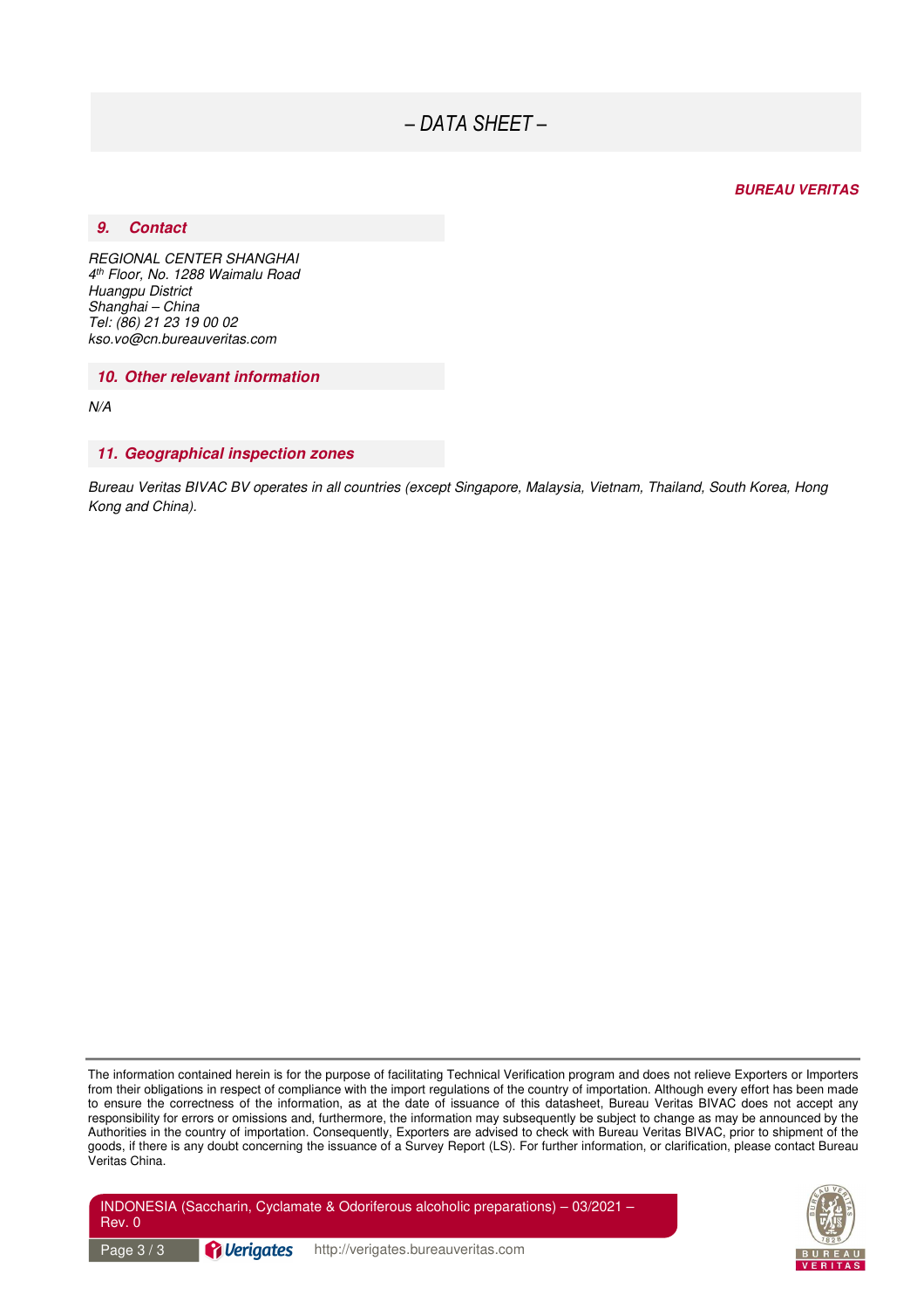## 9. Contact

*REGIONAL CENTER SHANGHAI*
*4th Floor, No. 1288 Waimalu Road*
*Huangpu District*
*Shanghai – China*
*Tel: (86) 21 23 19 00 02*
*kso.vo@cn.bureauveritas.com*

## 10. Other relevant information

*N/A*

## 11. Geographical inspection zones

*Bureau Veritas BIVAC BV operates in all countries (except Singapore, Malaysia, Vietnam, Thailand, South Korea, Hong Kong and China).*

The information contained herein is for the purpose of facilitating Technical Verification program and does not relieve Exporters or Importers from their obligations in respect of compliance with the import regulations of the country of importation. Although every effort has been made to ensure the correctness of the information, as at the date of issuance of this datasheet, Bureau Veritas BIVAC does not accept any responsibility for errors or omissions and, furthermore, the information may subsequently be subject to change as may be announced by the Authorities in the country of importation. Consequently, Exporters are advised to check with Bureau Veritas BIVAC, prior to shipment of the goods, if there is any doubt concerning the issuance of a Survey Report (LS). For further information, or clarification, please contact Bureau Veritas China.